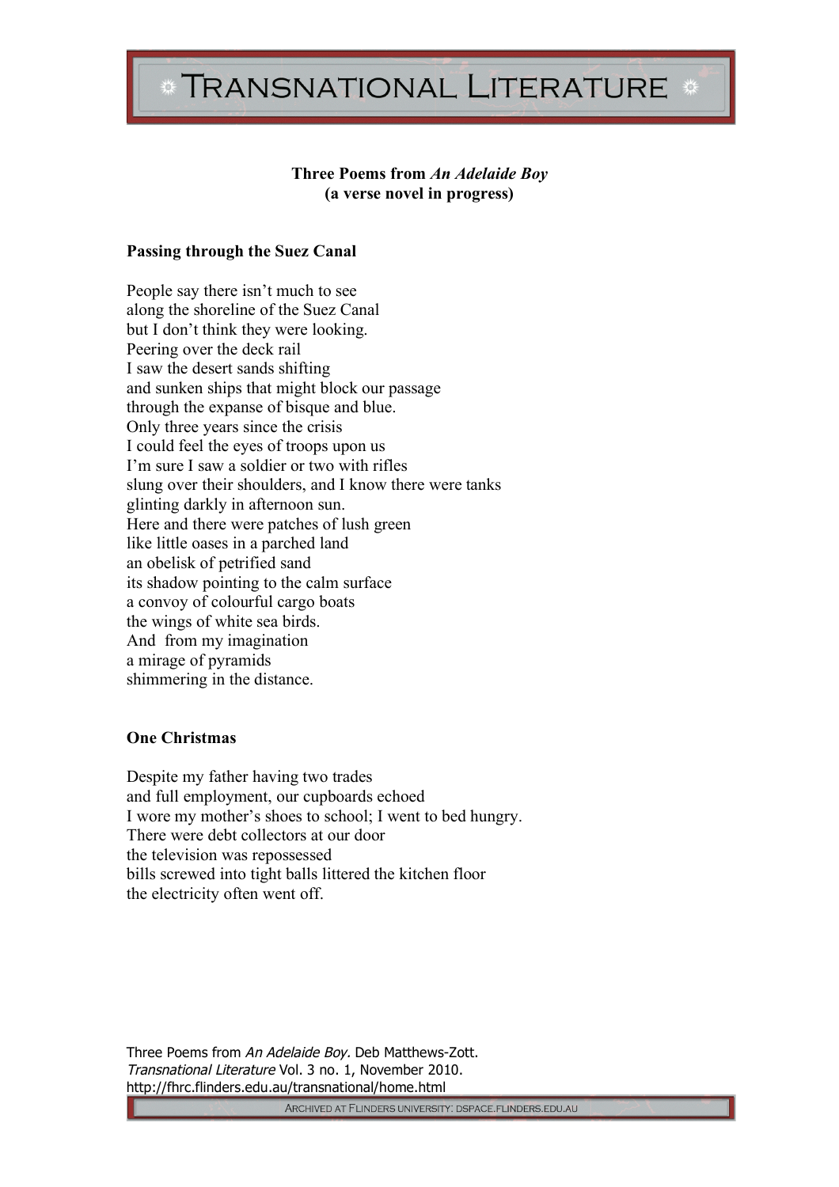**Three Poems from *An Adelaide Boy***
**(a verse novel in progress)**

**Passing through the Suez Canal**

People say there isn't much to see
along the shoreline of the Suez Canal
but I don't think they were looking.
Peering over the deck rail
I saw the desert sands shifting
and sunken ships that might block our passage
through the expanse of bisque and blue.
Only three years since the crisis
I could feel the eyes of troops upon us
I'm sure I saw a soldier or two with rifles
slung over their shoulders, and I know there were tanks
glinting darkly in afternoon sun.
Here and there were patches of lush green
like little oases in a parched land
an obelisk of petrified sand
its shadow pointing to the calm surface
a convoy of colourful cargo boats
the wings of white sea birds.
And from my imagination
a mirage of pyramids
shimmering in the distance.

**One Christmas**

Despite my father having two trades
and full employment, our cupboards echoed
I wore my mother's shoes to school; I went to bed hungry.
There were debt collectors at our door
the television was repossessed
bills screwed into tight balls littered the kitchen floor
the electricity often went off.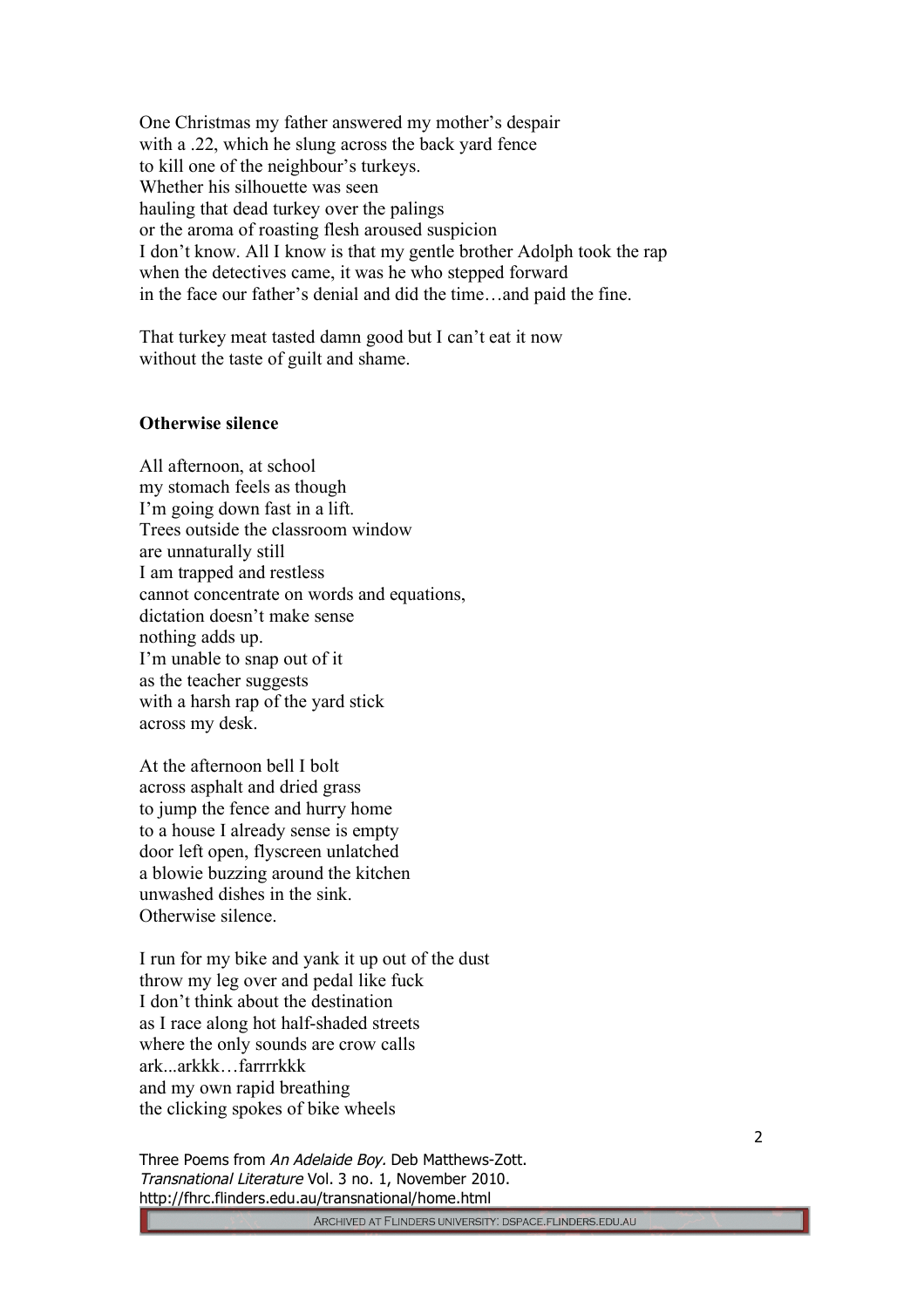One Christmas my father answered my mother's despair
with a .22, which he slung across the back yard fence
to kill one of the neighbour's turkeys.
Whether his silhouette was seen
hauling that dead turkey over the palings
or the aroma of roasting flesh aroused suspicion
I don't know. All I know is that my gentle brother Adolph took the rap
when the detectives came, it was he who stepped forward
in the face our father's denial and did the time…and paid the fine.

That turkey meat tasted damn good but I can't eat it now
without the taste of guilt and shame.

**Otherwise silence**

All afternoon, at school
my stomach feels as though
I'm going down fast in a lift.
Trees outside the classroom window
are unnaturally still
I am trapped and restless
cannot concentrate on words and equations,
dictation doesn't make sense
nothing adds up.
I'm unable to snap out of it
as the teacher suggests
with a harsh rap of the yard stick
across my desk.

At the afternoon bell I bolt
across asphalt and dried grass
to jump the fence and hurry home
to a house I already sense is empty
door left open, flyscreen unlatched
a blowie buzzing around the kitchen
unwashed dishes in the sink.
Otherwise silence.

I run for my bike and yank it up out of the dust
throw my leg over and pedal like fuck
I don't think about the destination
as I race along hot half-shaded streets
where the only sounds are crow calls
ark...arkkk…farrrrkkk
and my own rapid breathing
the clicking spokes of bike wheels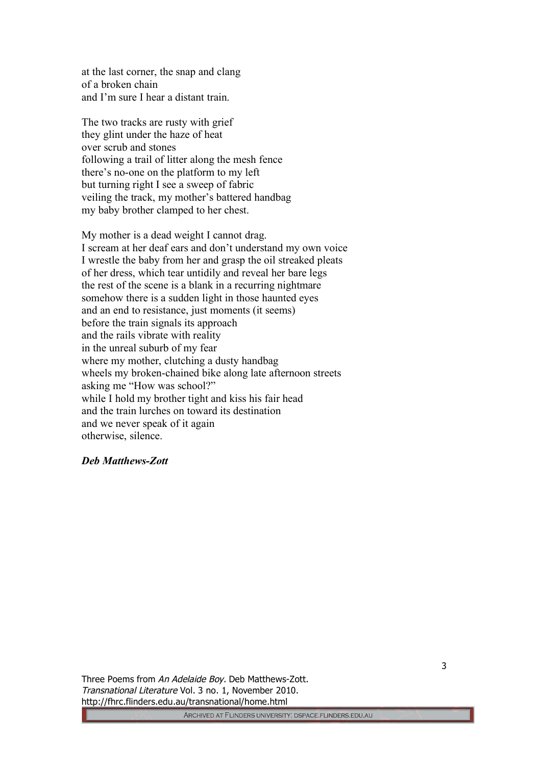at the last corner, the snap and clang
of a broken chain
and I'm sure I hear a distant train.

The two tracks are rusty with grief
they glint under the haze of heat
over scrub and stones
following a trail of litter along the mesh fence
there's no-one on the platform to my left
but turning right I see a sweep of fabric
veiling the track, my mother's battered handbag
my baby brother clamped to her chest.

My mother is a dead weight I cannot drag.
I scream at her deaf ears and don't understand my own voice
I wrestle the baby from her and grasp the oil streaked pleats
of her dress, which tear untidily and reveal her bare legs
the rest of the scene is a blank in a recurring nightmare
somehow there is a sudden light in those haunted eyes
and an end to resistance, just moments (it seems)
before the train signals its approach
and the rails vibrate with reality
in the unreal suburb of my fear
where my mother, clutching a dusty handbag
wheels my broken-chained bike along late afternoon streets
asking me "How was school?"
while I hold my brother tight and kiss his fair head
and the train lurches on toward its destination
and we never speak of it again
otherwise, silence.

***Deb Matthews-Zott***